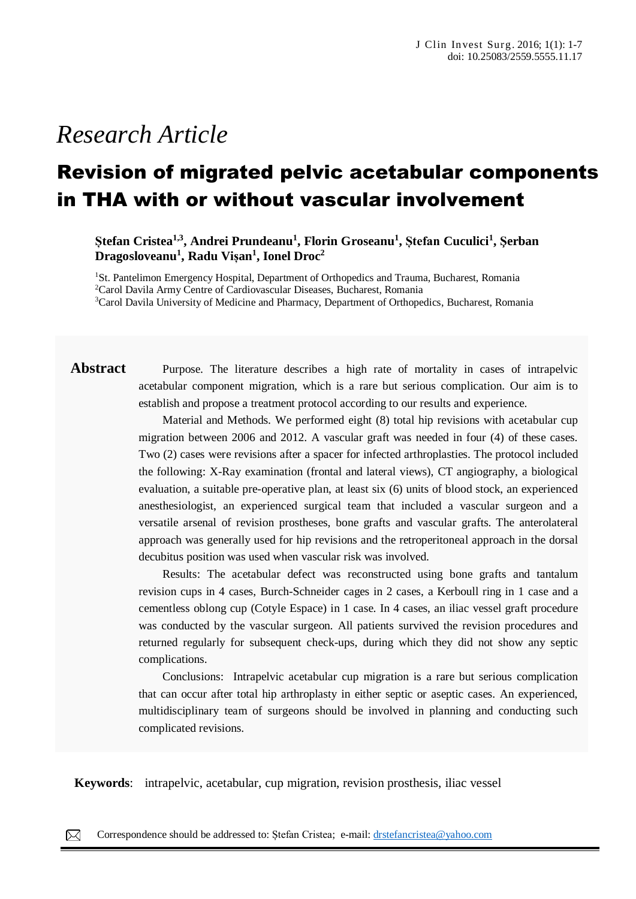*Research Article*

# Revision of migrated pelvic acetabular components in THA with or without vascular involvement

**Ștefan Cristea[1,3], Andrei Prundeanu[1], Florin Groseanu[1], Ștefan Cuculici[1], Șerban Dragosloveanu[1], Radu Vișan[1], Ionel Droc[2]**

[1]St. Pantelimon Emergency Hospital, Department of Orthopedics and Trauma, Bucharest, Romania
[2]Carol Davila Army Centre of Cardiovascular Diseases, Bucharest, Romania
[3]Carol Davila University of Medicine and Pharmacy, Department of Orthopedics, Bucharest, Romania

## Abstract

Purpose. The literature describes a high rate of mortality in cases of intrapelvic acetabular component migration, which is a rare but serious complication. Our aim is to establish and propose a treatment protocol according to our results and experience.

Material and Methods. We performed eight (8) total hip revisions with acetabular cup migration between 2006 and 2012. A vascular graft was needed in four (4) of these cases. Two (2) cases were revisions after a spacer for infected arthroplasties. The protocol included the following: X-Ray examination (frontal and lateral views), CT angiography, a biological evaluation, a suitable pre-operative plan, at least six (6) units of blood stock, an experienced anesthesiologist, an experienced surgical team that included a vascular surgeon and a versatile arsenal of revision prostheses, bone grafts and vascular grafts. The anterolateral approach was generally used for hip revisions and the retroperitoneal approach in the dorsal decubitus position was used when vascular risk was involved.

Results: The acetabular defect was reconstructed using bone grafts and tantalum revision cups in 4 cases, Burch-Schneider cages in 2 cases, a Kerboull ring in 1 case and a cementless oblong cup (Cotyle Espace) in 1 case. In 4 cases, an iliac vessel graft procedure was conducted by the vascular surgeon. All patients survived the revision procedures and returned regularly for subsequent check-ups, during which they did not show any septic complications.

Conclusions: Intrapelvic acetabular cup migration is a rare but serious complication that can occur after total hip arthroplasty in either septic or aseptic cases. An experienced, multidisciplinary team of surgeons should be involved in planning and conducting such complicated revisions.

**Keywords**: intrapelvic, acetabular, cup migration, revision prosthesis, iliac vessel

Correspondence should be addressed to: Ștefan Cristea; e-mail: drstefancristea@yahoo.com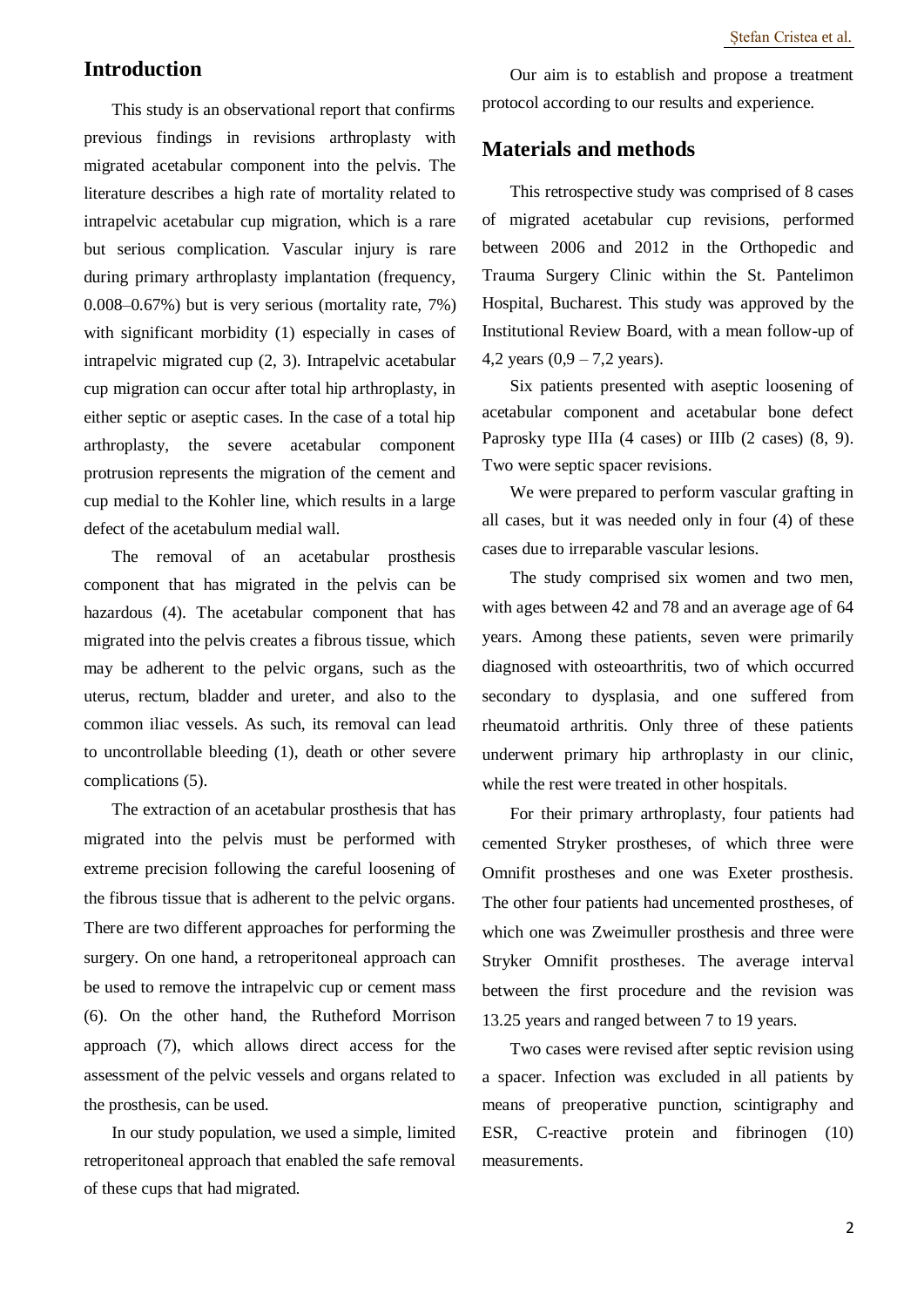## Introduction

This study is an observational report that confirms previous findings in revisions arthroplasty with migrated acetabular component into the pelvis. The literature describes a high rate of mortality related to intrapelvic acetabular cup migration, which is a rare but serious complication. Vascular injury is rare during primary arthroplasty implantation (frequency, 0.008–0.67%) but is very serious (mortality rate, 7%) with significant morbidity (1) especially in cases of intrapelvic migrated cup (2, 3). Intrapelvic acetabular cup migration can occur after total hip arthroplasty, in either septic or aseptic cases. In the case of a total hip arthroplasty, the severe acetabular component protrusion represents the migration of the cement and cup medial to the Kohler line, which results in a large defect of the acetabulum medial wall.

The removal of an acetabular prosthesis component that has migrated in the pelvis can be hazardous (4). The acetabular component that has migrated into the pelvis creates a fibrous tissue, which may be adherent to the pelvic organs, such as the uterus, rectum, bladder and ureter, and also to the common iliac vessels. As such, its removal can lead to uncontrollable bleeding (1), death or other severe complications (5).

The extraction of an acetabular prosthesis that has migrated into the pelvis must be performed with extreme precision following the careful loosening of the fibrous tissue that is adherent to the pelvic organs. There are two different approaches for performing the surgery. On one hand, a retroperitoneal approach can be used to remove the intrapelvic cup or cement mass (6). On the other hand, the Rutheford Morrison approach (7), which allows direct access for the assessment of the pelvic vessels and organs related to the prosthesis, can be used.

In our study population, we used a simple, limited retroperitoneal approach that enabled the safe removal of these cups that had migrated.

Our aim is to establish and propose a treatment protocol according to our results and experience.

## Materials and methods

This retrospective study was comprised of 8 cases of migrated acetabular cup revisions, performed between 2006 and 2012 in the Orthopedic and Trauma Surgery Clinic within the St. Pantelimon Hospital, Bucharest. This study was approved by the Institutional Review Board, with a mean follow-up of 4,2 years (0,9 – 7,2 years).

Six patients presented with aseptic loosening of acetabular component and acetabular bone defect Paprosky type IIIa (4 cases) or IIIb (2 cases) (8, 9). Two were septic spacer revisions.

We were prepared to perform vascular grafting in all cases, but it was needed only in four (4) of these cases due to irreparable vascular lesions.

The study comprised six women and two men, with ages between 42 and 78 and an average age of 64 years. Among these patients, seven were primarily diagnosed with osteoarthritis, two of which occurred secondary to dysplasia, and one suffered from rheumatoid arthritis. Only three of these patients underwent primary hip arthroplasty in our clinic, while the rest were treated in other hospitals.

For their primary arthroplasty, four patients had cemented Stryker prostheses, of which three were Omnifit prostheses and one was Exeter prosthesis. The other four patients had uncemented prostheses, of which one was Zweimuller prosthesis and three were Stryker Omnifit prostheses. The average interval between the first procedure and the revision was 13.25 years and ranged between 7 to 19 years.

Two cases were revised after septic revision using a spacer. Infection was excluded in all patients by means of preoperative punction, scintigraphy and ESR, C-reactive protein and fibrinogen (10) measurements.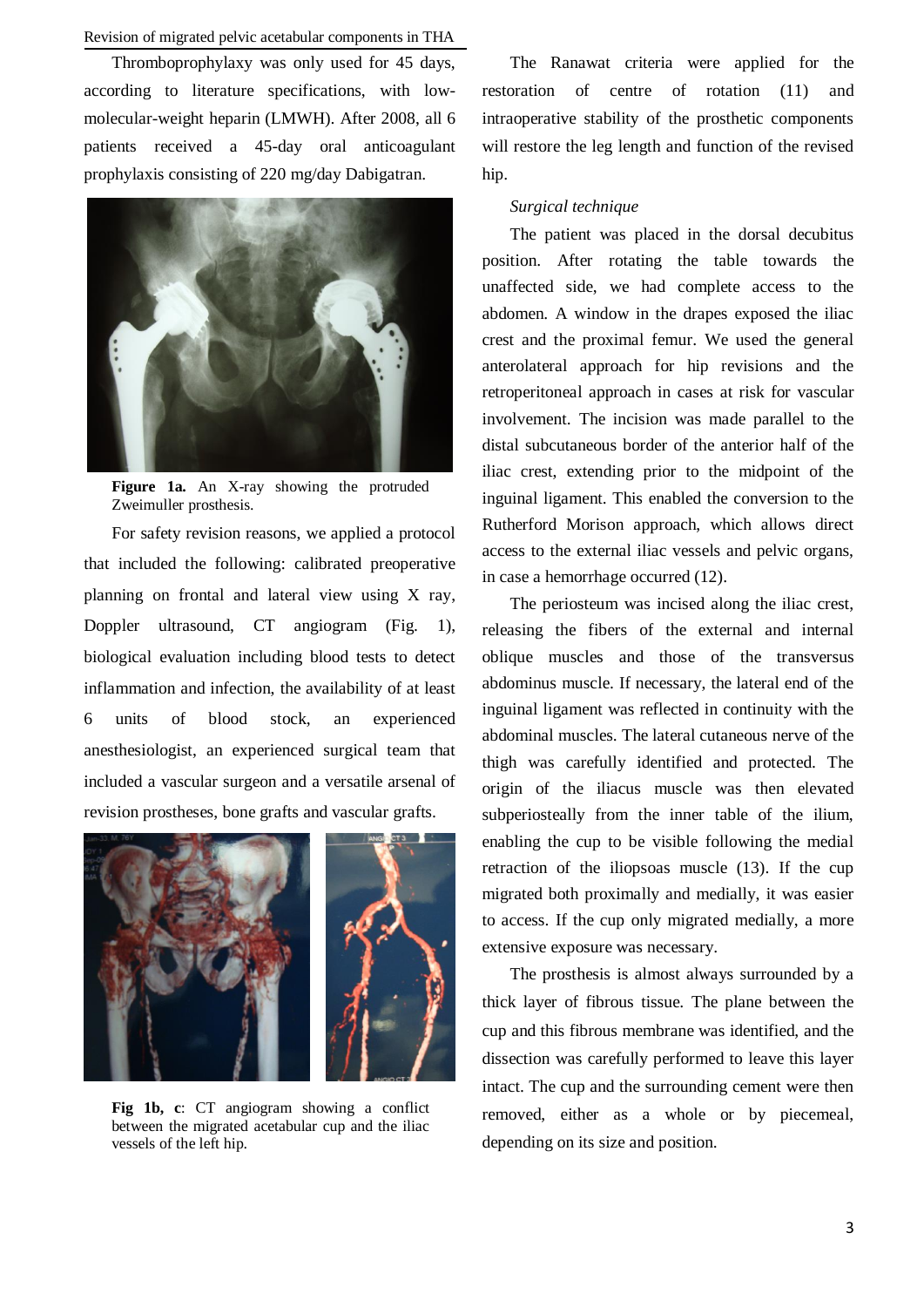Thromboprophylaxy was only used for 45 days, according to literature specifications, with low-molecular-weight heparin (LMWH). After 2008, all 6 patients received a 45-day oral anticoagulant prophylaxis consisting of 220 mg/day Dabigatran.

**Figure 1a.** An X-ray showing the protruded Zweimuller prosthesis.

For safety revision reasons, we applied a protocol that included the following: calibrated preoperative planning on frontal and lateral view using X ray, Doppler ultrasound, CT angiogram (Fig. 1), biological evaluation including blood tests to detect inflammation and infection, the availability of at least 6 units of blood stock, an experienced anesthesiologist, an experienced surgical team that included a vascular surgeon and a versatile arsenal of revision prostheses, bone grafts and vascular grafts.

**Fig 1b, c**: CT angiogram showing a conflict between the migrated acetabular cup and the iliac vessels of the left hip.

The Ranawat criteria were applied for the restoration of centre of rotation (11) and intraoperative stability of the prosthetic components will restore the leg length and function of the revised hip.

*Surgical technique*

The patient was placed in the dorsal decubitus position. After rotating the table towards the unaffected side, we had complete access to the abdomen. A window in the drapes exposed the iliac crest and the proximal femur. We used the general anterolateral approach for hip revisions and the retroperitoneal approach in cases at risk for vascular involvement. The incision was made parallel to the distal subcutaneous border of the anterior half of the iliac crest, extending prior to the midpoint of the inguinal ligament. This enabled the conversion to the Rutherford Morison approach, which allows direct access to the external iliac vessels and pelvic organs, in case a hemorrhage occurred (12).

The periosteum was incised along the iliac crest, releasing the fibers of the external and internal oblique muscles and those of the transversus abdominus muscle. If necessary, the lateral end of the inguinal ligament was reflected in continuity with the abdominal muscles. The lateral cutaneous nerve of the thigh was carefully identified and protected. The origin of the iliacus muscle was then elevated subperiosteally from the inner table of the ilium, enabling the cup to be visible following the medial retraction of the iliopsoas muscle (13). If the cup migrated both proximally and medially, it was easier to access. If the cup only migrated medially, a more extensive exposure was necessary.

The prosthesis is almost always surrounded by a thick layer of fibrous tissue. The plane between the cup and this fibrous membrane was identified, and the dissection was carefully performed to leave this layer intact. The cup and the surrounding cement were then removed, either as a whole or by piecemeal, depending on its size and position.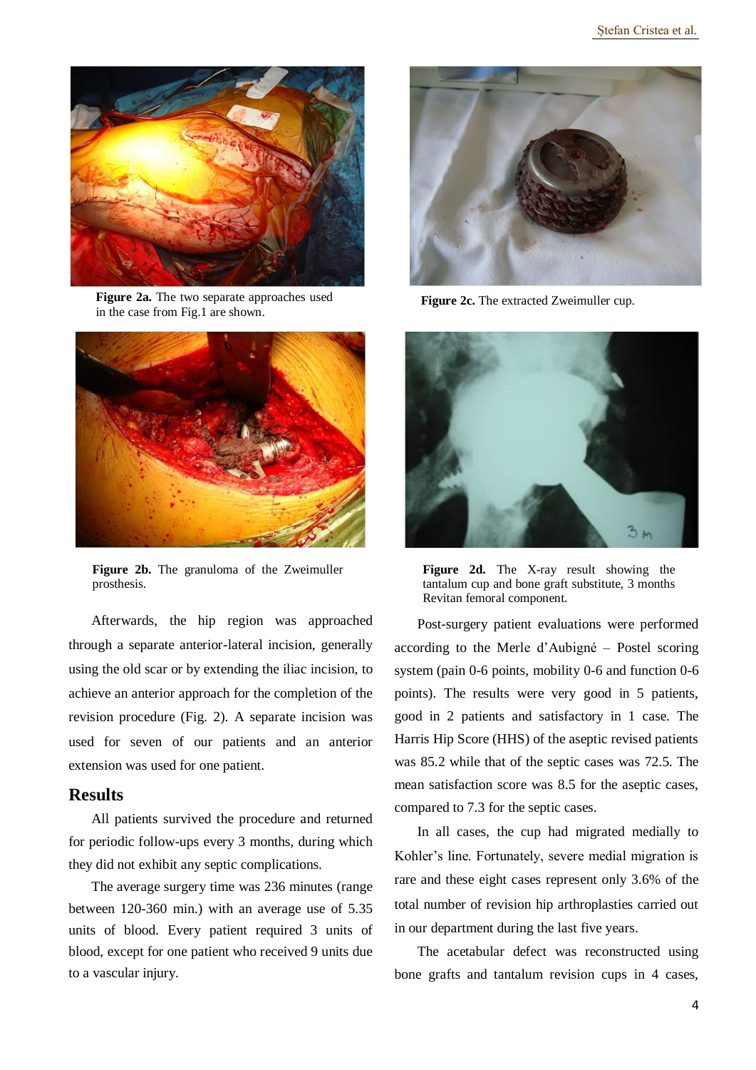Figure 2a. The two separate approaches used in the case from Fig.1 are shown.

Figure 2c. The extracted Zweimuller cup.

Figure 2b. The granuloma of the Zweimuller prosthesis.

Figure 2d. The X-ray result showing the tantalum cup and bone graft substitute, 3 months Revitan femoral component.

Afterwards, the hip region was approached through a separate anterior-lateral incision, generally using the old scar or by extending the iliac incision, to achieve an anterior approach for the completion of the revision procedure (Fig. 2). A separate incision was used for seven of our patients and an anterior extension was used for one patient.

## Results

All patients survived the procedure and returned for periodic follow-ups every 3 months, during which they did not exhibit any septic complications.

The average surgery time was 236 minutes (range between 120-360 min.) with an average use of 5.35 units of blood. Every patient required 3 units of blood, except for one patient who received 9 units due to a vascular injury.

Post-surgery patient evaluations were performed according to the Merle d'Aubigné – Postel scoring system (pain 0-6 points, mobility 0-6 and function 0-6 points). The results were very good in 5 patients, good in 2 patients and satisfactory in 1 case. The Harris Hip Score (HHS) of the aseptic revised patients was 85.2 while that of the septic cases was 72.5. The mean satisfaction score was 8.5 for the aseptic cases, compared to 7.3 for the septic cases.

In all cases, the cup had migrated medially to Kohler's line. Fortunately, severe medial migration is rare and these eight cases represent only 3.6% of the total number of revision hip arthroplasties carried out in our department during the last five years.

The acetabular defect was reconstructed using bone grafts and tantalum revision cups in 4 cases,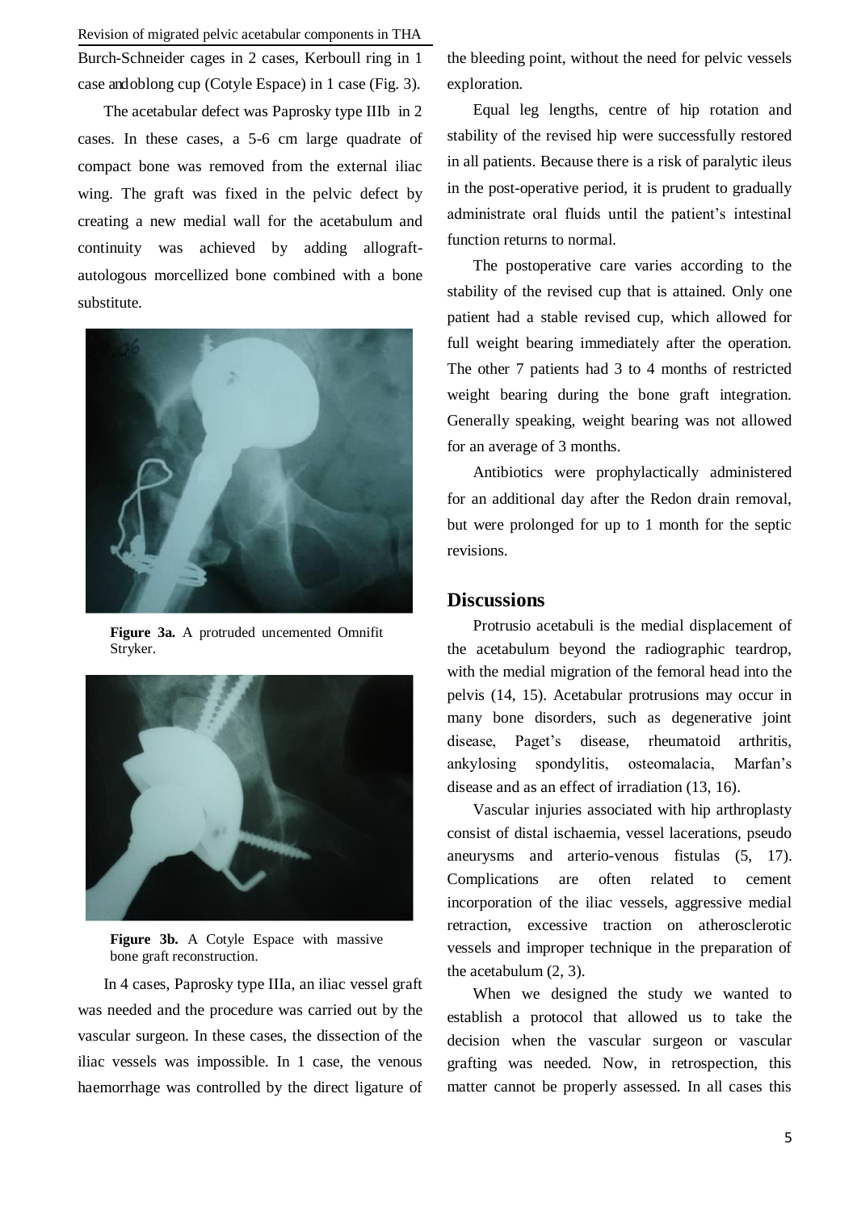Burch-Schneider cages in 2 cases, Kerboull ring in 1 case and oblong cup (Cotyle Espace) in 1 case (Fig. 3).

The acetabular defect was Paprosky type IIIb in 2 cases. In these cases, a 5-6 cm large quadrate of compact bone was removed from the external iliac wing. The graft was fixed in the pelvic defect by creating a new medial wall for the acetabulum and continuity was achieved by adding allograft-autologous morcellized bone combined with a bone substitute.

**Figure 3a.** A protruded uncemented Omnifit Stryker.

**Figure 3b.** A Cotyle Espace with massive bone graft reconstruction.

In 4 cases, Paprosky type IIIa, an iliac vessel graft was needed and the procedure was carried out by the vascular surgeon. In these cases, the dissection of the iliac vessels was impossible. In 1 case, the venous haemorrhage was controlled by the direct ligature of the bleeding point, without the need for pelvic vessels exploration.

Equal leg lengths, centre of hip rotation and stability of the revised hip were successfully restored in all patients. Because there is a risk of paralytic ileus in the post-operative period, it is prudent to gradually administrate oral fluids until the patient's intestinal function returns to normal.

The postoperative care varies according to the stability of the revised cup that is attained. Only one patient had a stable revised cup, which allowed for full weight bearing immediately after the operation. The other 7 patients had 3 to 4 months of restricted weight bearing during the bone graft integration. Generally speaking, weight bearing was not allowed for an average of 3 months.

Antibiotics were prophylactically administered for an additional day after the Redon drain removal, but were prolonged for up to 1 month for the septic revisions.

## Discussions

Protrusio acetabuli is the medial displacement of the acetabulum beyond the radiographic teardrop, with the medial migration of the femoral head into the pelvis (14, 15). Acetabular protrusions may occur in many bone disorders, such as degenerative joint disease, Paget's disease, rheumatoid arthritis, ankylosing spondylitis, osteomalacia, Marfan's disease and as an effect of irradiation (13, 16).

Vascular injuries associated with hip arthroplasty consist of distal ischaemia, vessel lacerations, pseudo aneurysms and arterio-venous fistulas (5, 17). Complications are often related to cement incorporation of the iliac vessels, aggressive medial retraction, excessive traction on atherosclerotic vessels and improper technique in the preparation of the acetabulum (2, 3).

When we designed the study we wanted to establish a protocol that allowed us to take the decision when the vascular surgeon or vascular grafting was needed. Now, in retrospection, this matter cannot be properly assessed. In all cases this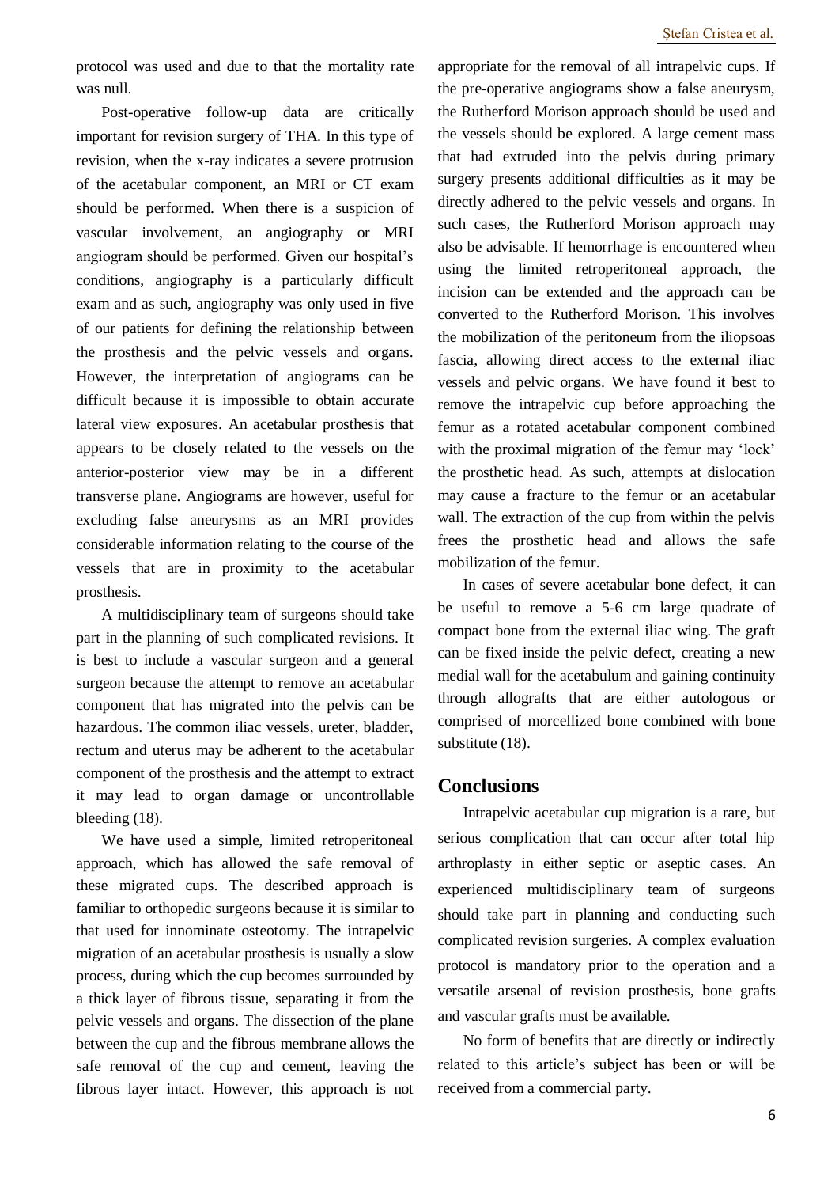protocol was used and due to that the mortality rate was null.

Post-operative follow-up data are critically important for revision surgery of THA. In this type of revision, when the x-ray indicates a severe protrusion of the acetabular component, an MRI or CT exam should be performed. When there is a suspicion of vascular involvement, an angiography or MRI angiogram should be performed. Given our hospital's conditions, angiography is a particularly difficult exam and as such, angiography was only used in five of our patients for defining the relationship between the prosthesis and the pelvic vessels and organs. However, the interpretation of angiograms can be difficult because it is impossible to obtain accurate lateral view exposures. An acetabular prosthesis that appears to be closely related to the vessels on the anterior-posterior view may be in a different transverse plane. Angiograms are however, useful for excluding false aneurysms as an MRI provides considerable information relating to the course of the vessels that are in proximity to the acetabular prosthesis.

A multidisciplinary team of surgeons should take part in the planning of such complicated revisions. It is best to include a vascular surgeon and a general surgeon because the attempt to remove an acetabular component that has migrated into the pelvis can be hazardous. The common iliac vessels, ureter, bladder, rectum and uterus may be adherent to the acetabular component of the prosthesis and the attempt to extract it may lead to organ damage or uncontrollable bleeding (18).

We have used a simple, limited retroperitoneal approach, which has allowed the safe removal of these migrated cups. The described approach is familiar to orthopedic surgeons because it is similar to that used for innominate osteotomy. The intrapelvic migration of an acetabular prosthesis is usually a slow process, during which the cup becomes surrounded by a thick layer of fibrous tissue, separating it from the pelvic vessels and organs. The dissection of the plane between the cup and the fibrous membrane allows the safe removal of the cup and cement, leaving the fibrous layer intact. However, this approach is not appropriate for the removal of all intrapelvic cups. If the pre-operative angiograms show a false aneurysm, the Rutherford Morison approach should be used and the vessels should be explored. A large cement mass that had extruded into the pelvis during primary surgery presents additional difficulties as it may be directly adhered to the pelvic vessels and organs. In such cases, the Rutherford Morison approach may also be advisable. If hemorrhage is encountered when using the limited retroperitoneal approach, the incision can be extended and the approach can be converted to the Rutherford Morison. This involves the mobilization of the peritoneum from the iliopsoas fascia, allowing direct access to the external iliac vessels and pelvic organs. We have found it best to remove the intrapelvic cup before approaching the femur as a rotated acetabular component combined with the proximal migration of the femur may 'lock' the prosthetic head. As such, attempts at dislocation may cause a fracture to the femur or an acetabular wall. The extraction of the cup from within the pelvis frees the prosthetic head and allows the safe mobilization of the femur.

In cases of severe acetabular bone defect, it can be useful to remove a 5-6 cm large quadrate of compact bone from the external iliac wing. The graft can be fixed inside the pelvic defect, creating a new medial wall for the acetabulum and gaining continuity through allografts that are either autologous or comprised of morcellized bone combined with bone substitute (18).

## Conclusions

Intrapelvic acetabular cup migration is a rare, but serious complication that can occur after total hip arthroplasty in either septic or aseptic cases. An experienced multidisciplinary team of surgeons should take part in planning and conducting such complicated revision surgeries. A complex evaluation protocol is mandatory prior to the operation and a versatile arsenal of revision prosthesis, bone grafts and vascular grafts must be available.

No form of benefits that are directly or indirectly related to this article's subject has been or will be received from a commercial party.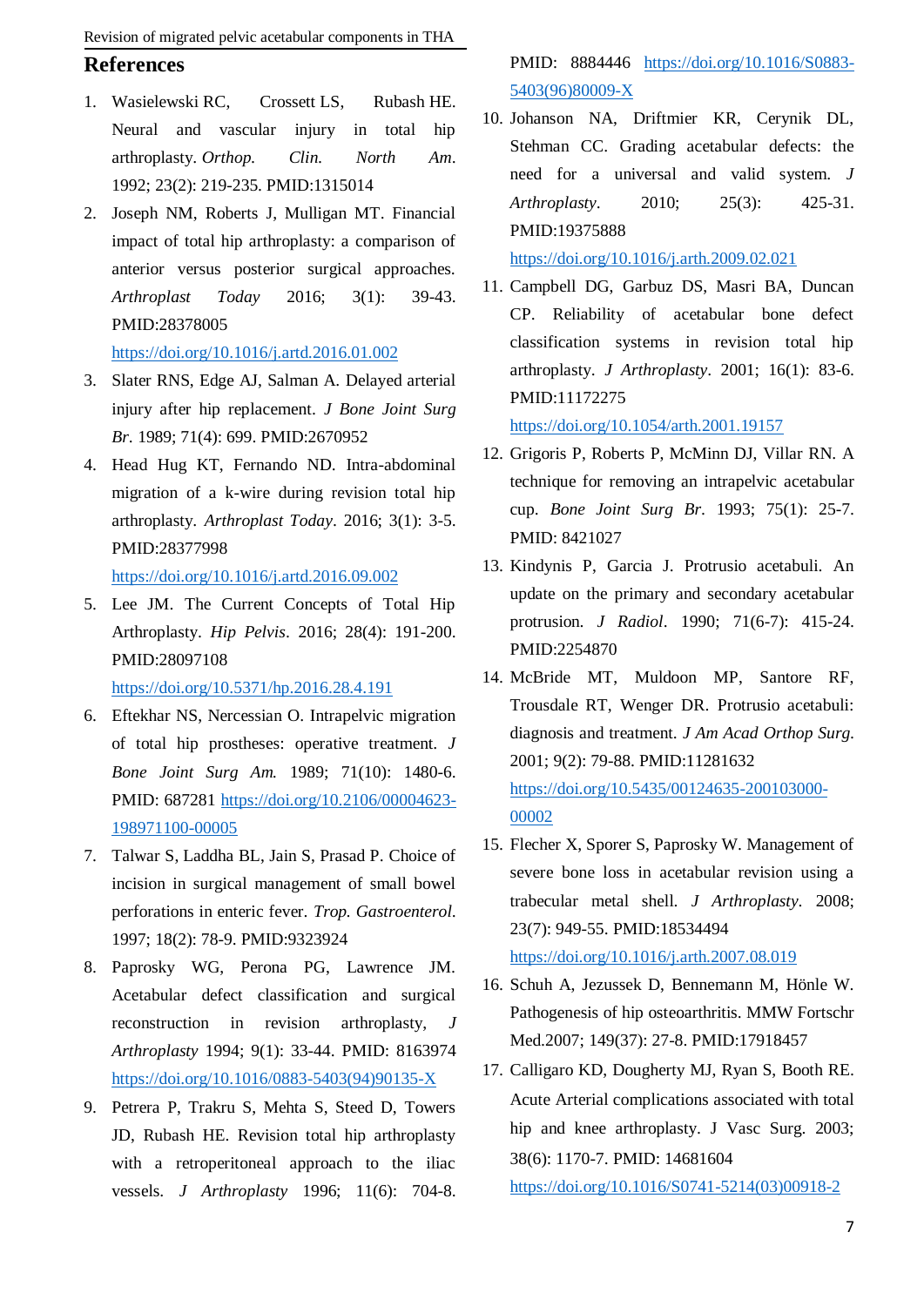## References

1. Wasielewski RC, Crossett LS, Rubash HE. Neural and vascular injury in total hip arthroplasty. *Orthop. Clin. North Am*. 1992; 23(2): 219-235. PMID:1315014
2. Joseph NM, Roberts J, Mulligan MT. Financial impact of total hip arthroplasty: a comparison of anterior versus posterior surgical approaches. *Arthroplast Today* 2016; 3(1): 39-43. PMID:28378005 https://doi.org/10.1016/j.artd.2016.01.002
3. Slater RNS, Edge AJ, Salman A. Delayed arterial injury after hip replacement. *J Bone Joint Surg Br*. 1989; 71(4): 699. PMID:2670952
4. Head Hug KT, Fernando ND. Intra-abdominal migration of a k-wire during revision total hip arthroplasty. *Arthroplast Today*. 2016; 3(1): 3-5. PMID:28377998 https://doi.org/10.1016/j.artd.2016.09.002
5. Lee JM. The Current Concepts of Total Hip Arthroplasty. *Hip Pelvis*. 2016; 28(4): 191-200. PMID:28097108 https://doi.org/10.5371/hp.2016.28.4.191
6. Eftekhar NS, Nercessian O. Intrapelvic migration of total hip prostheses: operative treatment. *J Bone Joint Surg Am*. 1989; 71(10): 1480-6. PMID: 687281 https://doi.org/10.2106/00004623-198971100-00005
7. Talwar S, Laddha BL, Jain S, Prasad P. Choice of incision in surgical management of small bowel perforations in enteric fever. *Trop. Gastroenterol*. 1997; 18(2): 78-9. PMID:9323924
8. Paprosky WG, Perona PG, Lawrence JM. Acetabular defect classification and surgical reconstruction in revision arthroplasty, *J Arthroplasty* 1994; 9(1): 33-44. PMID: 8163974 https://doi.org/10.1016/0883-5403(94)90135-X
9. Petrera P, Trakru S, Mehta S, Steed D, Towers JD, Rubash HE. Revision total hip arthroplasty with a retroperitoneal approach to the iliac vessels. *J Arthroplasty* 1996; 11(6): 704-8. PMID: 8884446 https://doi.org/10.1016/S0883-5403(96)80009-X
10. Johanson NA, Driftmier KR, Cerynik DL, Stehman CC. Grading acetabular defects: the need for a universal and valid system. *J Arthroplasty*. 2010; 25(3): 425-31. PMID:19375888 https://doi.org/10.1016/j.arth.2009.02.021
11. Campbell DG, Garbuz DS, Masri BA, Duncan CP. Reliability of acetabular bone defect classification systems in revision total hip arthroplasty. *J Arthroplasty*. 2001; 16(1): 83-6. PMID:11172275 https://doi.org/10.1054/arth.2001.19157
12. Grigoris P, Roberts P, McMinn DJ, Villar RN. A technique for removing an intrapelvic acetabular cup. *Bone Joint Surg Br*. 1993; 75(1): 25-7. PMID: 8421027
13. Kindynis P, Garcia J. Protrusio acetabuli. An update on the primary and secondary acetabular protrusion. *J Radiol*. 1990; 71(6-7): 415-24. PMID:2254870
14. McBride MT, Muldoon MP, Santore RF, Trousdale RT, Wenger DR. Protrusio acetabuli: diagnosis and treatment. *J Am Acad Orthop Surg*. 2001; 9(2): 79-88. PMID:11281632 https://doi.org/10.5435/00124635-200103000-00002
15. Flecher X, Sporer S, Paprosky W. Management of severe bone loss in acetabular revision using a trabecular metal shell. *J Arthroplasty*. 2008; 23(7): 949-55. PMID:18534494 https://doi.org/10.1016/j.arth.2007.08.019
16. Schuh A, Jezussek D, Bennemann M, Hönle W. Pathogenesis of hip osteoarthritis. MMW Fortschr Med.2007; 149(37): 27-8. PMID:17918457
17. Calligaro KD, Dougherty MJ, Ryan S, Booth RE. Acute Arterial complications associated with total hip and knee arthroplasty. J Vasc Surg. 2003; 38(6): 1170-7. PMID: 14681604 https://doi.org/10.1016/S0741-5214(03)00918-2